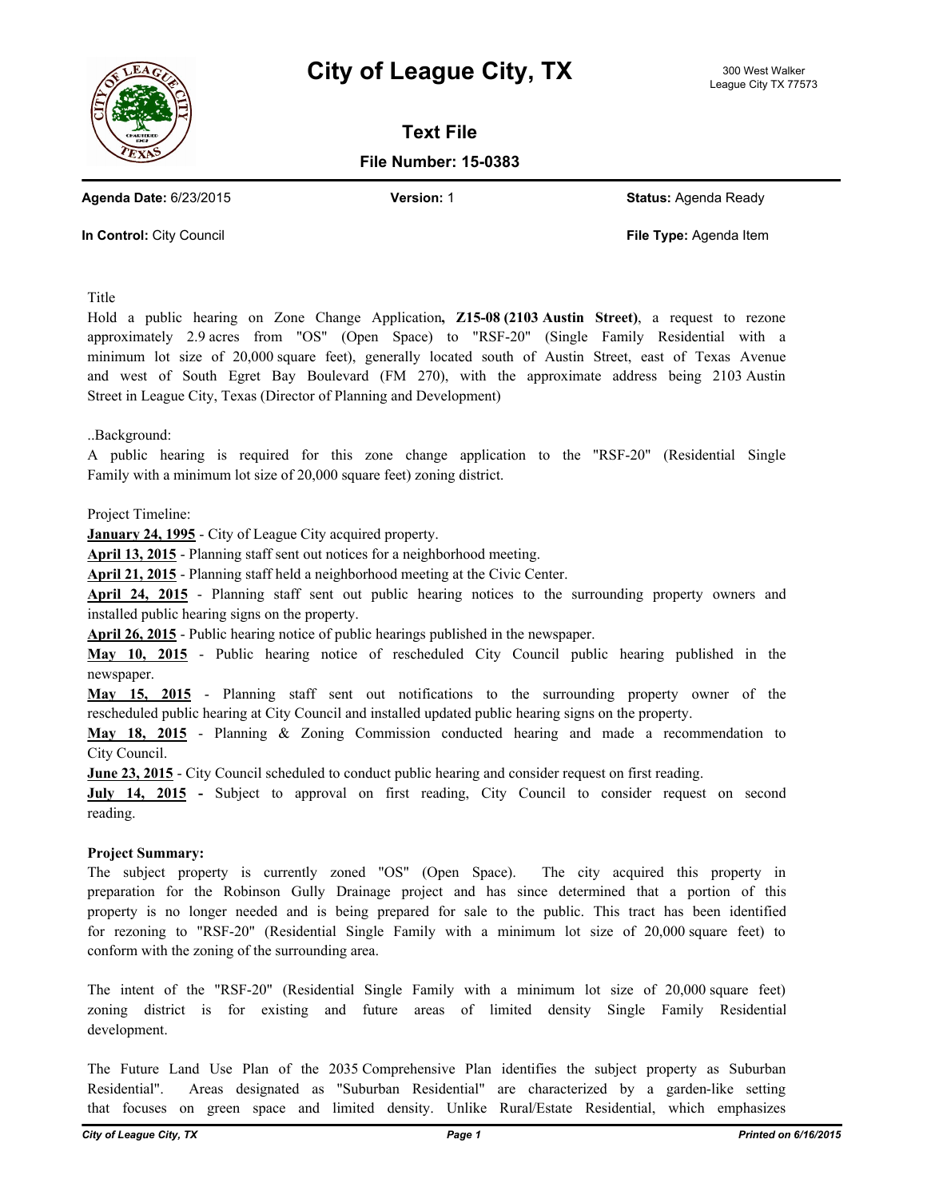# City of League City, TX

300 West Walker
League City TX 77573

## Text File

**File Number: 15-0383**

**Agenda Date:** 6/23/2015 **Version:** 1 **Status:** Agenda Ready

**In Control:** City Council **File Type:** Agenda Item

Title

Hold a public hearing on Zone Change Application**, Z15-08 (2103 Austin Street)**, a request to rezone approximately 2.9 acres from "OS" (Open Space) to "RSF-20" (Single Family Residential with a minimum lot size of 20,000 square feet), generally located south of Austin Street, east of Texas Avenue and west of South Egret Bay Boulevard (FM 270), with the approximate address being 2103 Austin Street in League City, Texas (Director of Planning and Development)

..Background:

A public hearing is required for this zone change application to the "RSF-20" (Residential Single Family with a minimum lot size of 20,000 square feet) zoning district.

Project Timeline:

**January 24, 1995** - City of League City acquired property.

**April 13, 2015** - Planning staff sent out notices for a neighborhood meeting.

**April 21, 2015** - Planning staff held a neighborhood meeting at the Civic Center.

**April 24, 2015** - Planning staff sent out public hearing notices to the surrounding property owners and installed public hearing signs on the property.

**April 26, 2015** - Public hearing notice of public hearings published in the newspaper.

**May 10, 2015** - Public hearing notice of rescheduled City Council public hearing published in the newspaper.

**May 15, 2015** - Planning staff sent out notifications to the surrounding property owner of the rescheduled public hearing at City Council and installed updated public hearing signs on the property.

**May 18, 2015** - Planning & Zoning Commission conducted hearing and made a recommendation to City Council.

**June 23, 2015** - City Council scheduled to conduct public hearing and consider request on first reading.

**July 14, 2015 -** Subject to approval on first reading, City Council to consider request on second reading.

**Project Summary:**

The subject property is currently zoned "OS" (Open Space). The city acquired this property in preparation for the Robinson Gully Drainage project and has since determined that a portion of this property is no longer needed and is being prepared for sale to the public. This tract has been identified for rezoning to "RSF-20" (Residential Single Family with a minimum lot size of 20,000 square feet) to conform with the zoning of the surrounding area.

The intent of the "RSF-20" (Residential Single Family with a minimum lot size of 20,000 square feet) zoning district is for existing and future areas of limited density Single Family Residential development.

The Future Land Use Plan of the 2035 Comprehensive Plan identifies the subject property as Suburban Residential". Areas designated as "Suburban Residential" are characterized by a garden-like setting that focuses on green space and limited density. Unlike Rural/Estate Residential, which emphasizes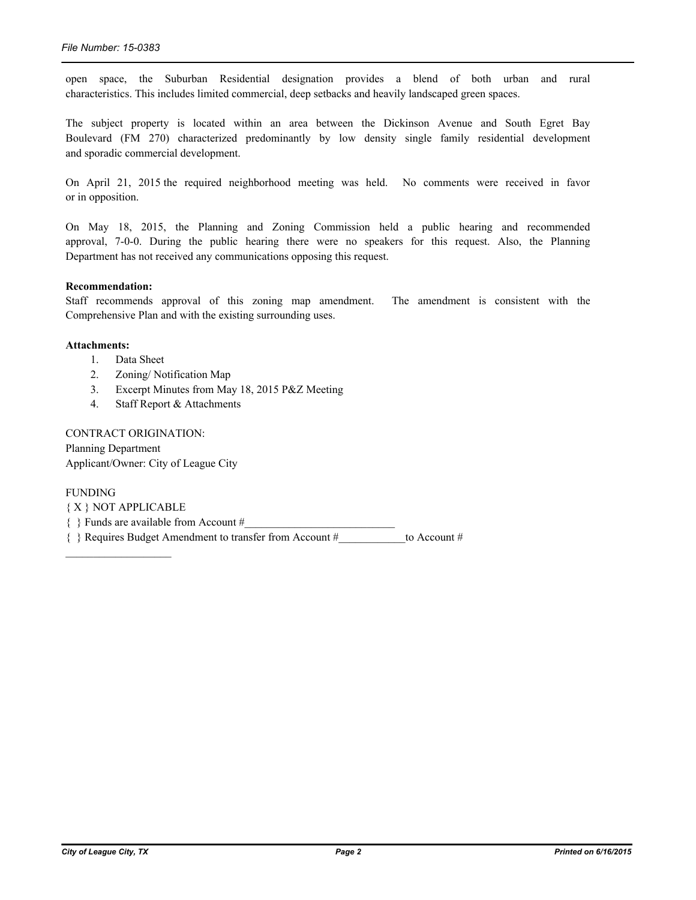open space, the Suburban Residential designation provides a blend of both urban and rural characteristics. This includes limited commercial, deep setbacks and heavily landscaped green spaces.

The subject property is located within an area between the Dickinson Avenue and South Egret Bay Boulevard (FM 270) characterized predominantly by low density single family residential development and sporadic commercial development.

On April 21, 2015 the required neighborhood meeting was held. No comments were received in favor or in opposition.

On May 18, 2015, the Planning and Zoning Commission held a public hearing and recommended approval, 7-0-0. During the public hearing there were no speakers for this request. Also, the Planning Department has not received any communications opposing this request.

**Recommendation:**
Staff recommends approval of this zoning map amendment. The amendment is consistent with the Comprehensive Plan and with the existing surrounding uses.

**Attachments:**

1. Data Sheet
2. Zoning/ Notification Map
3. Excerpt Minutes from May 18, 2015 P&Z Meeting
4. Staff Report & Attachments

CONTRACT ORIGINATION:
Planning Department
Applicant/Owner: City of League City

FUNDING
{ X } NOT APPLICABLE
{ } Funds are available from Account #___________________________
{ } Requires Budget Amendment to transfer from Account #____________to Account #
___________________